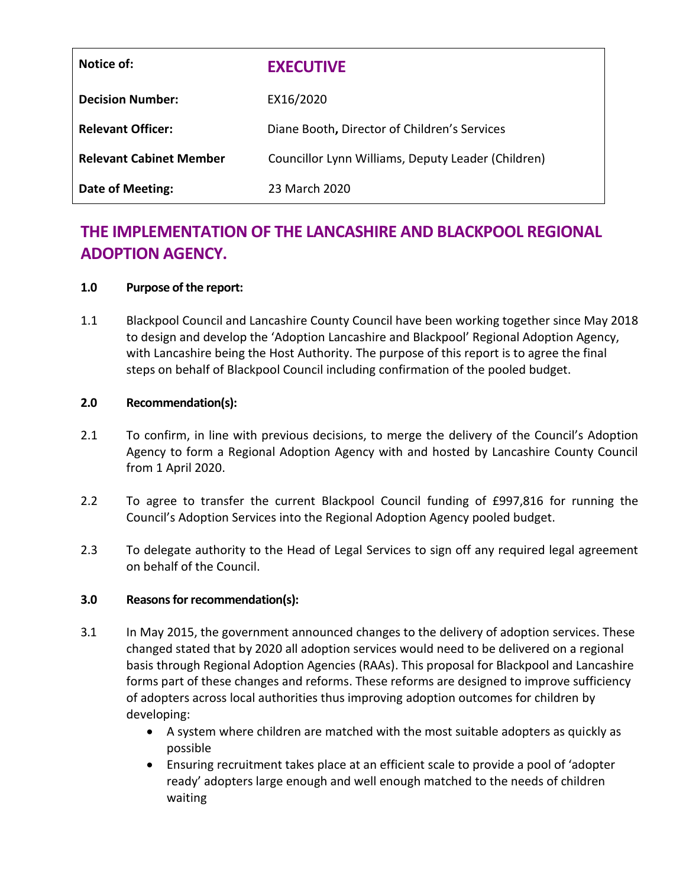| Notice of: | **EXECUTIVE** |
| --- | --- |
| **Decision Number:** | EX16/2020 |
| **Relevant Officer:** | Diane Booth, Director of Children's Services |
| **Relevant Cabinet Member** | Councillor Lynn Williams, Deputy Leader (Children) |
| **Date of Meeting:** | 23 March 2020 |

# THE IMPLEMENTATION OF THE LANCASHIRE AND BLACKPOOL REGIONAL ADOPTION AGENCY.

**1.0 Purpose of the report:**

1.1 Blackpool Council and Lancashire County Council have been working together since May 2018 to design and develop the 'Adoption Lancashire and Blackpool' Regional Adoption Agency, with Lancashire being the Host Authority. The purpose of this report is to agree the final steps on behalf of Blackpool Council including confirmation of the pooled budget.

**2.0 Recommendation(s):**

2.1 To confirm, in line with previous decisions, to merge the delivery of the Council's Adoption Agency to form a Regional Adoption Agency with and hosted by Lancashire County Council from 1 April 2020.

2.2 To agree to transfer the current Blackpool Council funding of £997,816 for running the Council's Adoption Services into the Regional Adoption Agency pooled budget.

2.3 To delegate authority to the Head of Legal Services to sign off any required legal agreement on behalf of the Council.

**3.0 Reasons for recommendation(s):**

3.1 In May 2015, the government announced changes to the delivery of adoption services. These changed stated that by 2020 all adoption services would need to be delivered on a regional basis through Regional Adoption Agencies (RAAs). This proposal for Blackpool and Lancashire forms part of these changes and reforms. These reforms are designed to improve sufficiency of adopters across local authorities thus improving adoption outcomes for children by developing:

- A system where children are matched with the most suitable adopters as quickly as possible
- Ensuring recruitment takes place at an efficient scale to provide a pool of 'adopter ready' adopters large enough and well enough matched to the needs of children waiting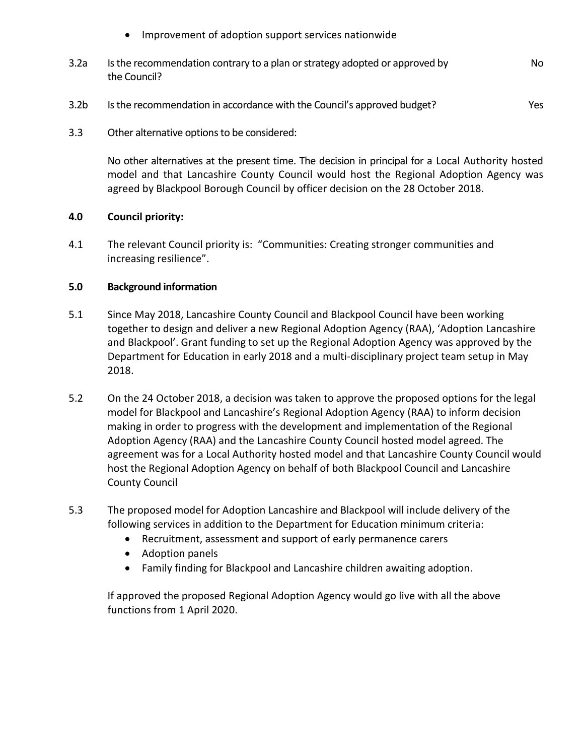- Improvement of adoption support services nationwide

| | | |
|---|---|---|
| 3.2a | Is the recommendation contrary to a plan or strategy adopted or approved by the Council? | No |
| 3.2b | Is the recommendation in accordance with the Council's approved budget? | Yes |

3.3 Other alternative options to be considered:

No other alternatives at the present time. The decision in principal for a Local Authority hosted model and that Lancashire County Council would host the Regional Adoption Agency was agreed by Blackpool Borough Council by officer decision on the 28 October 2018.

**4.0 Council priority:**

4.1 The relevant Council priority is: "Communities: Creating stronger communities and increasing resilience".

**5.0 Background information**

5.1 Since May 2018, Lancashire County Council and Blackpool Council have been working together to design and deliver a new Regional Adoption Agency (RAA), 'Adoption Lancashire and Blackpool'. Grant funding to set up the Regional Adoption Agency was approved by the Department for Education in early 2018 and a multi-disciplinary project team setup in May 2018.

5.2 On the 24 October 2018, a decision was taken to approve the proposed options for the legal model for Blackpool and Lancashire's Regional Adoption Agency (RAA) to inform decision making in order to progress with the development and implementation of the Regional Adoption Agency (RAA) and the Lancashire County Council hosted model agreed. The agreement was for a Local Authority hosted model and that Lancashire County Council would host the Regional Adoption Agency on behalf of both Blackpool Council and Lancashire County Council

5.3 The proposed model for Adoption Lancashire and Blackpool will include delivery of the following services in addition to the Department for Education minimum criteria:

- Recruitment, assessment and support of early permanence carers
- Adoption panels
- Family finding for Blackpool and Lancashire children awaiting adoption.

If approved the proposed Regional Adoption Agency would go live with all the above functions from 1 April 2020.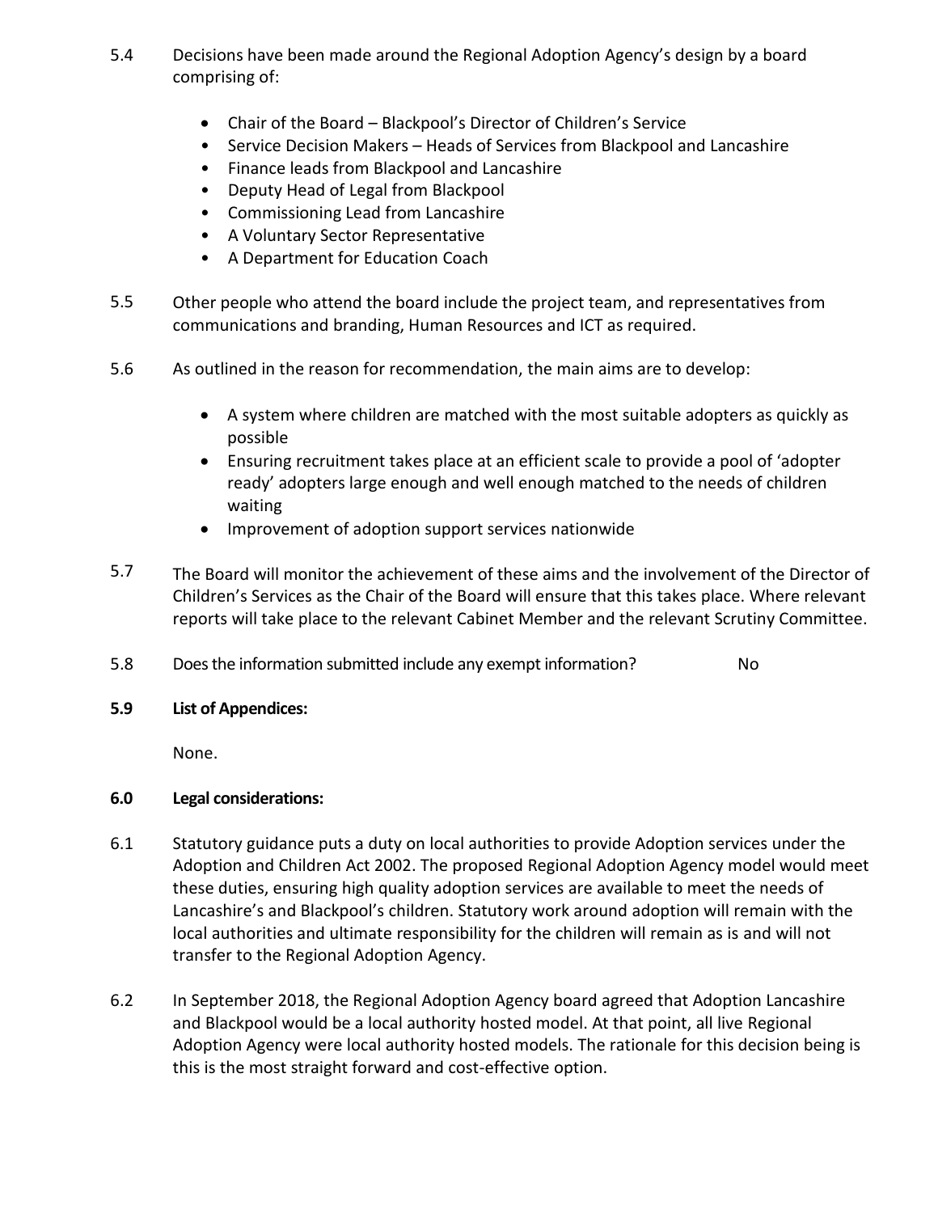5.4 Decisions have been made around the Regional Adoption Agency's design by a board comprising of:

- Chair of the Board – Blackpool's Director of Children's Service
- Service Decision Makers – Heads of Services from Blackpool and Lancashire
- Finance leads from Blackpool and Lancashire
- Deputy Head of Legal from Blackpool
- Commissioning Lead from Lancashire
- A Voluntary Sector Representative
- A Department for Education Coach

5.5 Other people who attend the board include the project team, and representatives from communications and branding, Human Resources and ICT as required.

5.6 As outlined in the reason for recommendation, the main aims are to develop:

- A system where children are matched with the most suitable adopters as quickly as possible
- Ensuring recruitment takes place at an efficient scale to provide a pool of 'adopter ready' adopters large enough and well enough matched to the needs of children waiting
- Improvement of adoption support services nationwide

5.7 The Board will monitor the achievement of these aims and the involvement of the Director of Children's Services as the Chair of the Board will ensure that this takes place. Where relevant reports will take place to the relevant Cabinet Member and the relevant Scrutiny Committee.

5.8 Does the information submitted include any exempt information? No

**5.9 List of Appendices:**

None.

## 6.0 Legal considerations:

6.1 Statutory guidance puts a duty on local authorities to provide Adoption services under the Adoption and Children Act 2002. The proposed Regional Adoption Agency model would meet these duties, ensuring high quality adoption services are available to meet the needs of Lancashire's and Blackpool's children. Statutory work around adoption will remain with the local authorities and ultimate responsibility for the children will remain as is and will not transfer to the Regional Adoption Agency.

6.2 In September 2018, the Regional Adoption Agency board agreed that Adoption Lancashire and Blackpool would be a local authority hosted model. At that point, all live Regional Adoption Agency were local authority hosted models. The rationale for this decision being is this is the most straight forward and cost-effective option.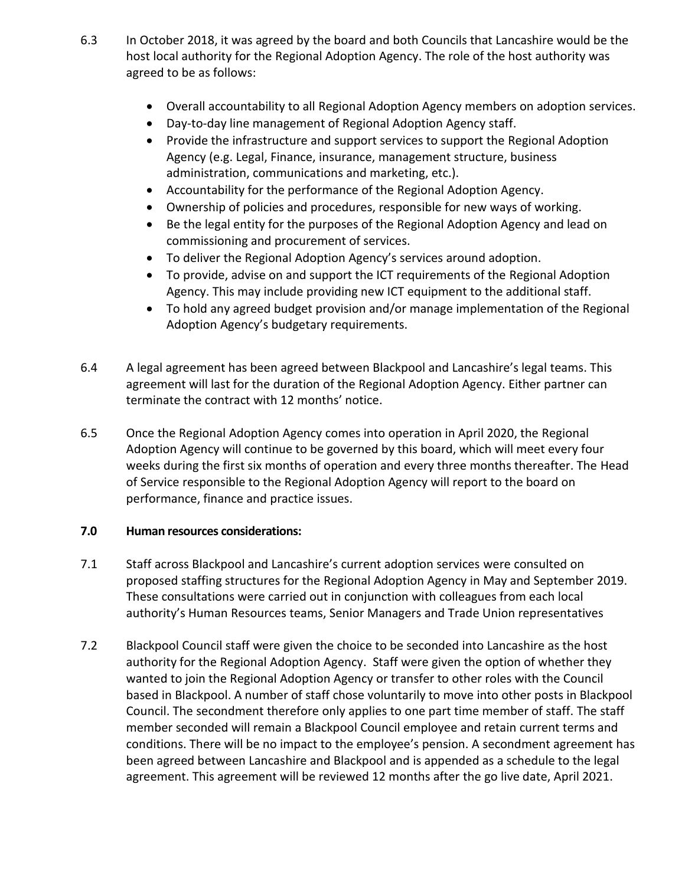6.3 In October 2018, it was agreed by the board and both Councils that Lancashire would be the host local authority for the Regional Adoption Agency. The role of the host authority was agreed to be as follows:

- Overall accountability to all Regional Adoption Agency members on adoption services.
- Day-to-day line management of Regional Adoption Agency staff.
- Provide the infrastructure and support services to support the Regional Adoption Agency (e.g. Legal, Finance, insurance, management structure, business administration, communications and marketing, etc.).
- Accountability for the performance of the Regional Adoption Agency.
- Ownership of policies and procedures, responsible for new ways of working.
- Be the legal entity for the purposes of the Regional Adoption Agency and lead on commissioning and procurement of services.
- To deliver the Regional Adoption Agency's services around adoption.
- To provide, advise on and support the ICT requirements of the Regional Adoption Agency. This may include providing new ICT equipment to the additional staff.
- To hold any agreed budget provision and/or manage implementation of the Regional Adoption Agency's budgetary requirements.

6.4 A legal agreement has been agreed between Blackpool and Lancashire's legal teams. This agreement will last for the duration of the Regional Adoption Agency. Either partner can terminate the contract with 12 months' notice.

6.5 Once the Regional Adoption Agency comes into operation in April 2020, the Regional Adoption Agency will continue to be governed by this board, which will meet every four weeks during the first six months of operation and every three months thereafter. The Head of Service responsible to the Regional Adoption Agency will report to the board on performance, finance and practice issues.

**7.0 Human resources considerations:**

7.1 Staff across Blackpool and Lancashire's current adoption services were consulted on proposed staffing structures for the Regional Adoption Agency in May and September 2019. These consultations were carried out in conjunction with colleagues from each local authority's Human Resources teams, Senior Managers and Trade Union representatives

7.2 Blackpool Council staff were given the choice to be seconded into Lancashire as the host authority for the Regional Adoption Agency. Staff were given the option of whether they wanted to join the Regional Adoption Agency or transfer to other roles with the Council based in Blackpool. A number of staff chose voluntarily to move into other posts in Blackpool Council. The secondment therefore only applies to one part time member of staff. The staff member seconded will remain a Blackpool Council employee and retain current terms and conditions. There will be no impact to the employee's pension. A secondment agreement has been agreed between Lancashire and Blackpool and is appended as a schedule to the legal agreement. This agreement will be reviewed 12 months after the go live date, April 2021.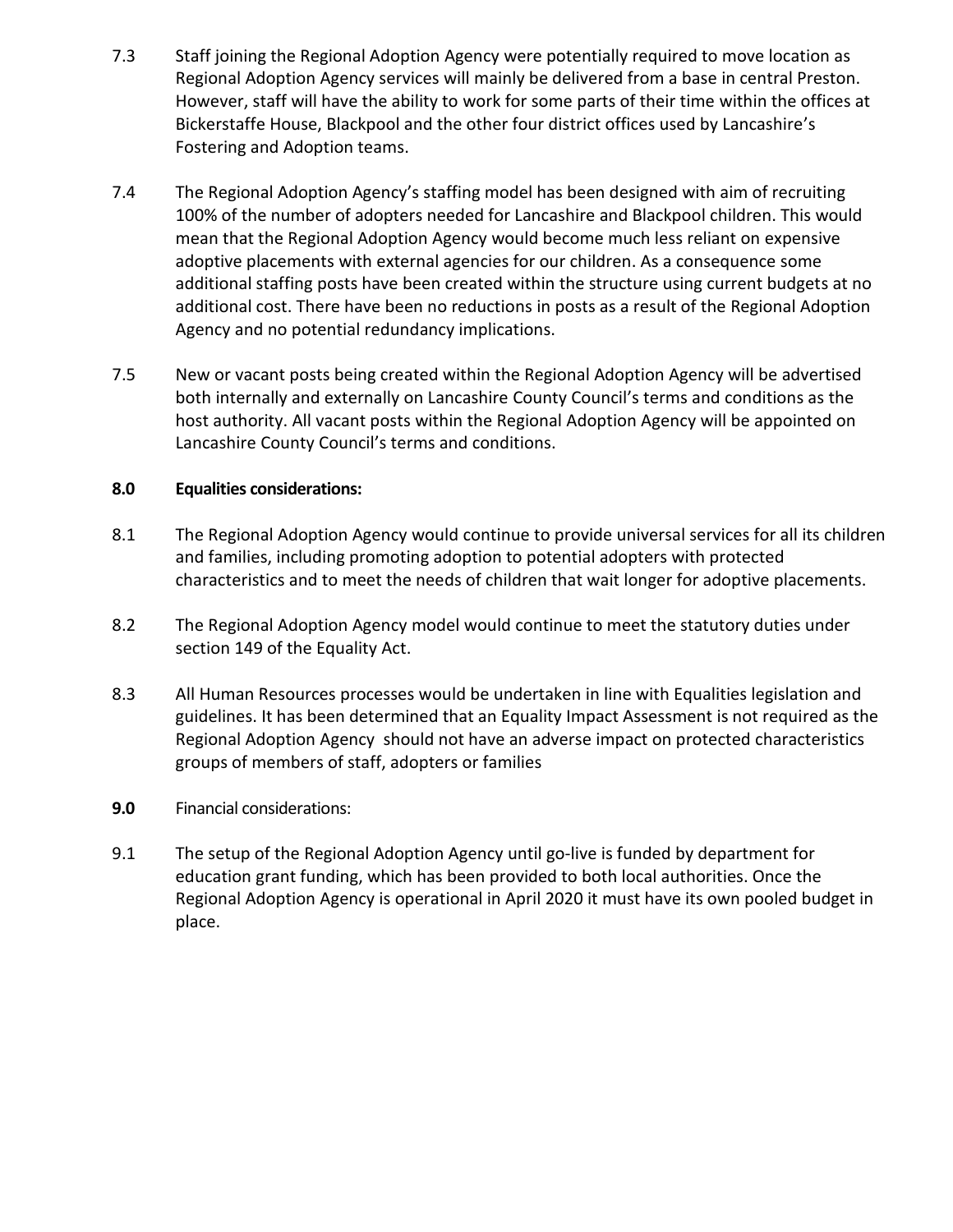7.3 Staff joining the Regional Adoption Agency were potentially required to move location as Regional Adoption Agency services will mainly be delivered from a base in central Preston. However, staff will have the ability to work for some parts of their time within the offices at Bickerstaffe House, Blackpool and the other four district offices used by Lancashire's Fostering and Adoption teams.

7.4 The Regional Adoption Agency's staffing model has been designed with aim of recruiting 100% of the number of adopters needed for Lancashire and Blackpool children. This would mean that the Regional Adoption Agency would become much less reliant on expensive adoptive placements with external agencies for our children. As a consequence some additional staffing posts have been created within the structure using current budgets at no additional cost. There have been no reductions in posts as a result of the Regional Adoption Agency and no potential redundancy implications.

7.5 New or vacant posts being created within the Regional Adoption Agency will be advertised both internally and externally on Lancashire County Council's terms and conditions as the host authority. All vacant posts within the Regional Adoption Agency will be appointed on Lancashire County Council's terms and conditions.

**8.0 Equalities considerations:**

8.1 The Regional Adoption Agency would continue to provide universal services for all its children and families, including promoting adoption to potential adopters with protected characteristics and to meet the needs of children that wait longer for adoptive placements.

8.2 The Regional Adoption Agency model would continue to meet the statutory duties under section 149 of the Equality Act.

8.3 All Human Resources processes would be undertaken in line with Equalities legislation and guidelines. It has been determined that an Equality Impact Assessment is not required as the Regional Adoption Agency should not have an adverse impact on protected characteristics groups of members of staff, adopters or families

**9.0** Financial considerations:

9.1 The setup of the Regional Adoption Agency until go-live is funded by department for education grant funding, which has been provided to both local authorities. Once the Regional Adoption Agency is operational in April 2020 it must have its own pooled budget in place.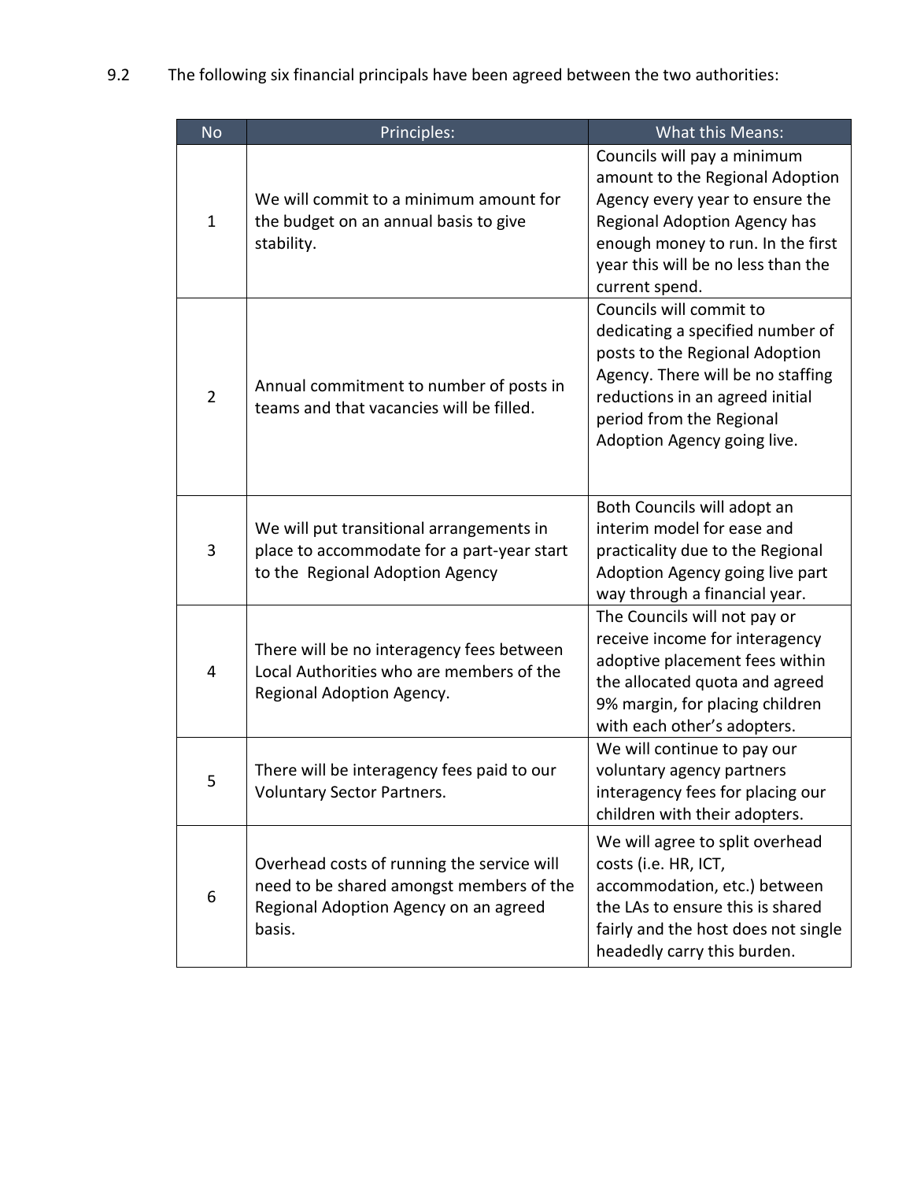9.2 The following six financial principals have been agreed between the two authorities:

| No | Principles: | What this Means: |
|---|---|---|
| 1 | We will commit to a minimum amount for the budget on an annual basis to give stability. | Councils will pay a minimum amount to the Regional Adoption Agency every year to ensure the Regional Adoption Agency has enough money to run. In the first year this will be no less than the current spend. |
| 2 | Annual commitment to number of posts in teams and that vacancies will be filled. | Councils will commit to dedicating a specified number of posts to the Regional Adoption Agency. There will be no staffing reductions in an agreed initial period from the Regional Adoption Agency going live. |
| 3 | We will put transitional arrangements in place to accommodate for a part-year start to the Regional Adoption Agency | Both Councils will adopt an interim model for ease and practicality due to the Regional Adoption Agency going live part way through a financial year. |
| 4 | There will be no interagency fees between Local Authorities who are members of the Regional Adoption Agency. | The Councils will not pay or receive income for interagency adoptive placement fees within the allocated quota and agreed 9% margin, for placing children with each other's adopters. |
| 5 | There will be interagency fees paid to our Voluntary Sector Partners. | We will continue to pay our voluntary agency partners interagency fees for placing our children with their adopters. |
| 6 | Overhead costs of running the service will need to be shared amongst members of the Regional Adoption Agency on an agreed basis. | We will agree to split overhead costs (i.e. HR, ICT, accommodation, etc.) between the LAs to ensure this is shared fairly and the host does not single headedly carry this burden. |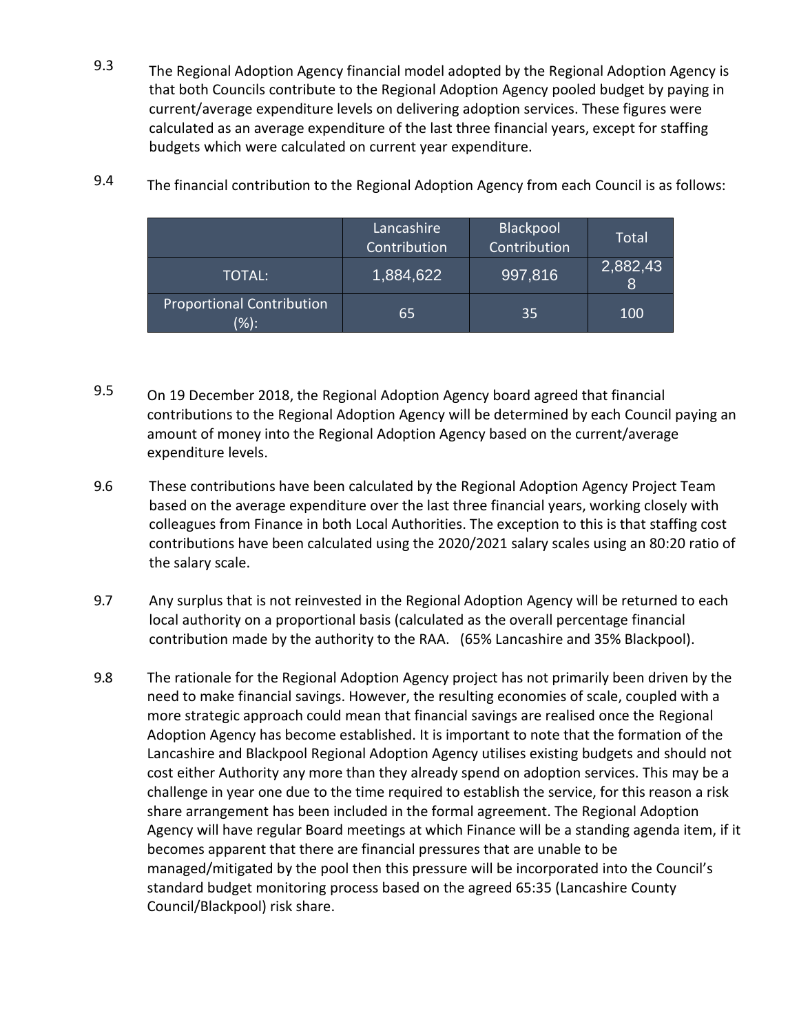9.3 The Regional Adoption Agency financial model adopted by the Regional Adoption Agency is that both Councils contribute to the Regional Adoption Agency pooled budget by paying in current/average expenditure levels on delivering adoption services. These figures were calculated as an average expenditure of the last three financial years, except for staffing budgets which were calculated on current year expenditure.

9.4 The financial contribution to the Regional Adoption Agency from each Council is as follows:

| | Lancashire Contribution | Blackpool Contribution | Total |
|---|---|---|---|
| TOTAL: | 1,884,622 | 997,816 | 2,882,438 |
| Proportional Contribution (%): | 65 | 35 | 100 |

9.5 On 19 December 2018, the Regional Adoption Agency board agreed that financial contributions to the Regional Adoption Agency will be determined by each Council paying an amount of money into the Regional Adoption Agency based on the current/average expenditure levels.

9.6 These contributions have been calculated by the Regional Adoption Agency Project Team based on the average expenditure over the last three financial years, working closely with colleagues from Finance in both Local Authorities. The exception to this is that staffing cost contributions have been calculated using the 2020/2021 salary scales using an 80:20 ratio of the salary scale.

9.7 Any surplus that is not reinvested in the Regional Adoption Agency will be returned to each local authority on a proportional basis (calculated as the overall percentage financial contribution made by the authority to the RAA. (65% Lancashire and 35% Blackpool).

9.8 The rationale for the Regional Adoption Agency project has not primarily been driven by the need to make financial savings. However, the resulting economies of scale, coupled with a more strategic approach could mean that financial savings are realised once the Regional Adoption Agency has become established. It is important to note that the formation of the Lancashire and Blackpool Regional Adoption Agency utilises existing budgets and should not cost either Authority any more than they already spend on adoption services. This may be a challenge in year one due to the time required to establish the service, for this reason a risk share arrangement has been included in the formal agreement. The Regional Adoption Agency will have regular Board meetings at which Finance will be a standing agenda item, if it becomes apparent that there are financial pressures that are unable to be managed/mitigated by the pool then this pressure will be incorporated into the Council's standard budget monitoring process based on the agreed 65:35 (Lancashire County Council/Blackpool) risk share.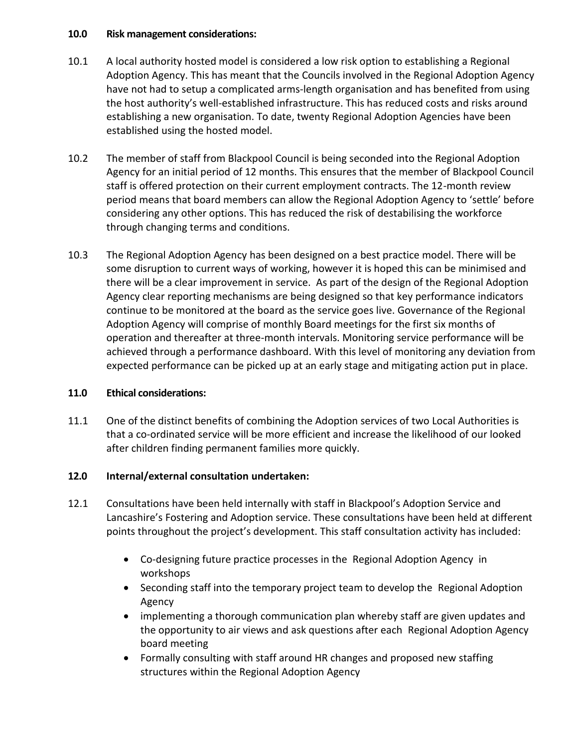**10.0 Risk management considerations:**

10.1 A local authority hosted model is considered a low risk option to establishing a Regional Adoption Agency. This has meant that the Councils involved in the Regional Adoption Agency have not had to setup a complicated arms-length organisation and has benefited from using the host authority's well-established infrastructure. This has reduced costs and risks around establishing a new organisation. To date, twenty Regional Adoption Agencies have been established using the hosted model.

10.2 The member of staff from Blackpool Council is being seconded into the Regional Adoption Agency for an initial period of 12 months. This ensures that the member of Blackpool Council staff is offered protection on their current employment contracts. The 12-month review period means that board members can allow the Regional Adoption Agency to 'settle' before considering any other options. This has reduced the risk of destabilising the workforce through changing terms and conditions.

10.3 The Regional Adoption Agency has been designed on a best practice model. There will be some disruption to current ways of working, however it is hoped this can be minimised and there will be a clear improvement in service. As part of the design of the Regional Adoption Agency clear reporting mechanisms are being designed so that key performance indicators continue to be monitored at the board as the service goes live. Governance of the Regional Adoption Agency will comprise of monthly Board meetings for the first six months of operation and thereafter at three-month intervals. Monitoring service performance will be achieved through a performance dashboard. With this level of monitoring any deviation from expected performance can be picked up at an early stage and mitigating action put in place.

**11.0 Ethical considerations:**

11.1 One of the distinct benefits of combining the Adoption services of two Local Authorities is that a co-ordinated service will be more efficient and increase the likelihood of our looked after children finding permanent families more quickly.

**12.0 Internal/external consultation undertaken:**

12.1 Consultations have been held internally with staff in Blackpool's Adoption Service and Lancashire's Fostering and Adoption service. These consultations have been held at different points throughout the project's development. This staff consultation activity has included:

- Co-designing future practice processes in the Regional Adoption Agency in workshops
- Seconding staff into the temporary project team to develop the Regional Adoption Agency
- implementing a thorough communication plan whereby staff are given updates and the opportunity to air views and ask questions after each Regional Adoption Agency board meeting
- Formally consulting with staff around HR changes and proposed new staffing structures within the Regional Adoption Agency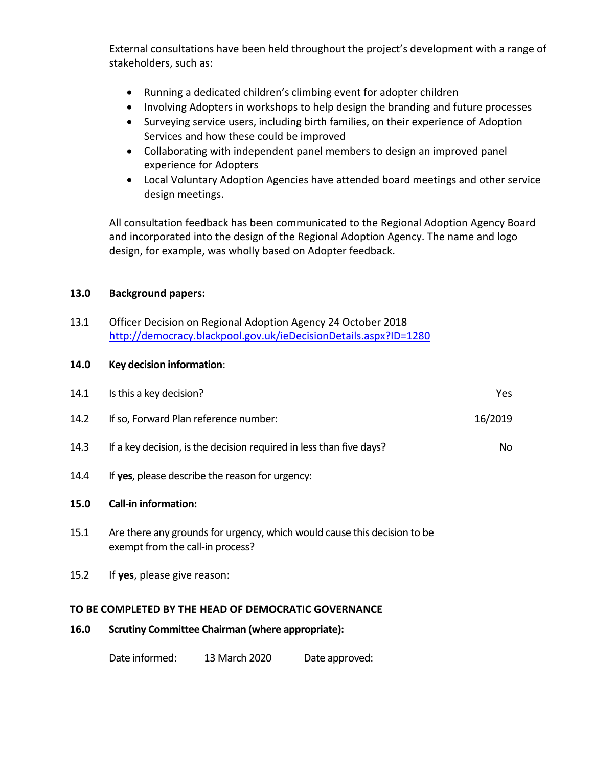External consultations have been held throughout the project's development with a range of stakeholders, such as:

- Running a dedicated children's climbing event for adopter children
- Involving Adopters in workshops to help design the branding and future processes
- Surveying service users, including birth families, on their experience of Adoption Services and how these could be improved
- Collaborating with independent panel members to design an improved panel experience for Adopters
- Local Voluntary Adoption Agencies have attended board meetings and other service design meetings.

All consultation feedback has been communicated to the Regional Adoption Agency Board and incorporated into the design of the Regional Adoption Agency. The name and logo design, for example, was wholly based on Adopter feedback.

**13.0 Background papers:**

13.1 Officer Decision on Regional Adoption Agency 24 October 2018
http://democracy.blackpool.gov.uk/ieDecisionDetails.aspx?ID=1280

**14.0 Key decision information:**

| | | |
|---|---|---|
| 14.1 | Is this a key decision? | Yes |
| 14.2 | If so, Forward Plan reference number: | 16/2019 |
| 14.3 | If a key decision, is the decision required in less than five days? | No |
| 14.4 | If **yes**, please describe the reason for urgency: | |

**15.0 Call-in information:**

15.1 Are there any grounds for urgency, which would cause this decision to be exempt from the call-in process?

15.2 If **yes**, please give reason:

**TO BE COMPLETED BY THE HEAD OF DEMOCRATIC GOVERNANCE**

**16.0 Scrutiny Committee Chairman (where appropriate):**

Date informed: 13 March 2020 Date approved: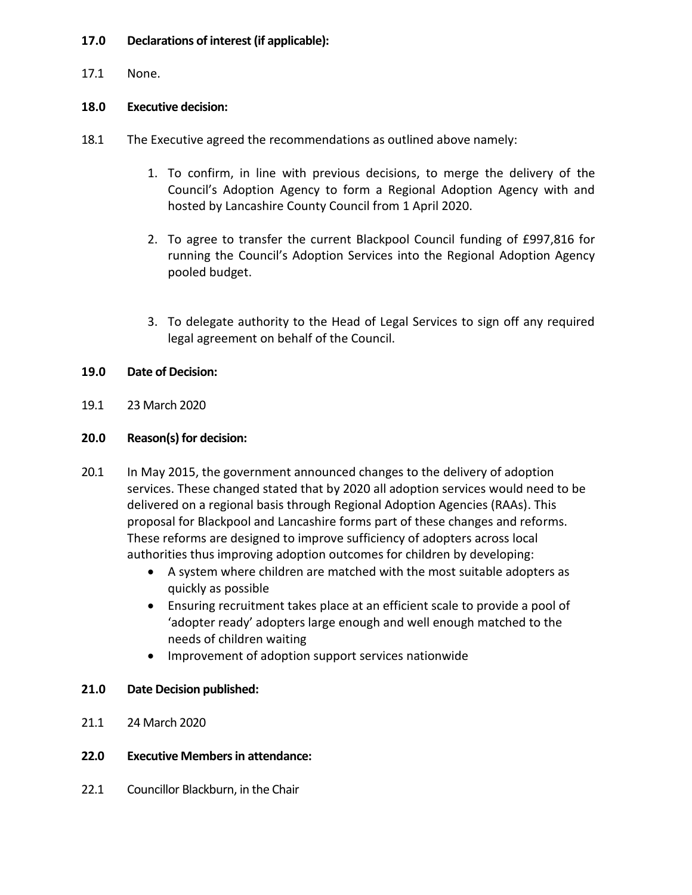**17.0 Declarations of interest (if applicable):**

17.1 None.

**18.0 Executive decision:**

18.1 The Executive agreed the recommendations as outlined above namely:

1. To confirm, in line with previous decisions, to merge the delivery of the Council's Adoption Agency to form a Regional Adoption Agency with and hosted by Lancashire County Council from 1 April 2020.

2. To agree to transfer the current Blackpool Council funding of £997,816 for running the Council's Adoption Services into the Regional Adoption Agency pooled budget.

3. To delegate authority to the Head of Legal Services to sign off any required legal agreement on behalf of the Council.

**19.0 Date of Decision:**

19.1 23 March 2020

**20.0 Reason(s) for decision:**

20.1 In May 2015, the government announced changes to the delivery of adoption services. These changed stated that by 2020 all adoption services would need to be delivered on a regional basis through Regional Adoption Agencies (RAAs). This proposal for Blackpool and Lancashire forms part of these changes and reforms. These reforms are designed to improve sufficiency of adopters across local authorities thus improving adoption outcomes for children by developing:

- A system where children are matched with the most suitable adopters as quickly as possible
- Ensuring recruitment takes place at an efficient scale to provide a pool of 'adopter ready' adopters large enough and well enough matched to the needs of children waiting
- Improvement of adoption support services nationwide

**21.0 Date Decision published:**

21.1 24 March 2020

**22.0 Executive Members in attendance:**

22.1 Councillor Blackburn, in the Chair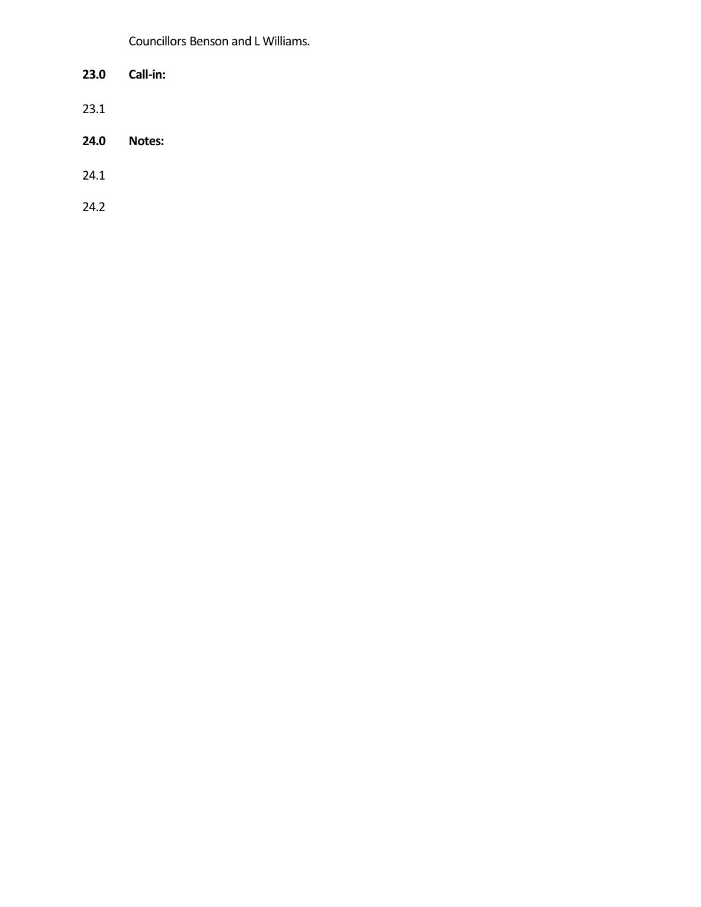Councillors Benson and L Williams.

**23.0 Call-in:**

23.1

**24.0 Notes:**

24.1

24.2